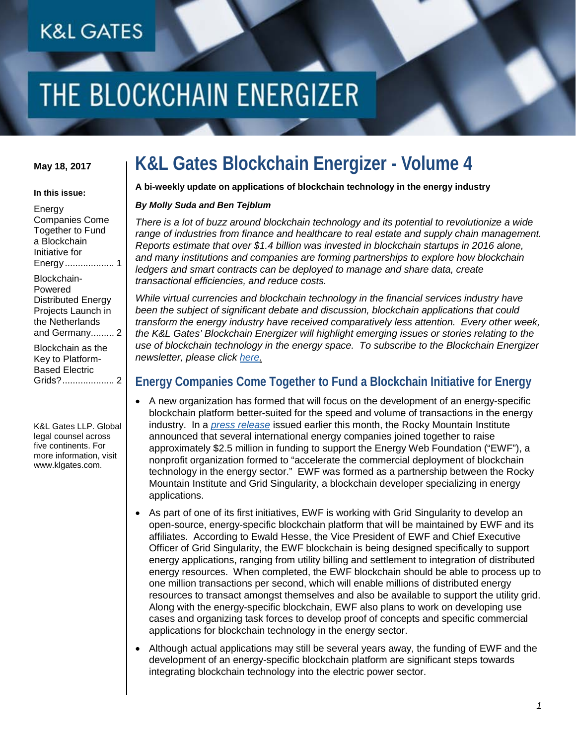# THE BLOCKCHAIN ENERGIZER

**May 18, 2017**

**In this issue:**

- Energy Companies Come Together to Fund a Blockchain Initiative for Energy ................... 1
- Blockchain-Powered Distributed Energy Projects Launch in the Netherlands and Germany......... 2
- Blockchain as the Key to Platform-Based Electric Grids?.................... 2

K&L Gates LLP. Global legal counsel across five continents. For more information, visit www.klgates.com.

# K&L Gates Blockchain Energizer - Volume 4

**A bi-weekly update on applications of blockchain technology in the energy industry**

***By Molly Suda and Ben Tejblum***

*There is a lot of buzz around blockchain technology and its potential to revolutionize a wide range of industries from finance and healthcare to real estate and supply chain management. Reports estimate that over $1.4 billion was invested in blockchain startups in 2016 alone, and many institutions and companies are forming partnerships to explore how blockchain ledgers and smart contracts can be deployed to manage and share data, create transactional efficiencies, and reduce costs.*

*While virtual currencies and blockchain technology in the financial services industry have been the subject of significant debate and discussion, blockchain applications that could transform the energy industry have received comparatively less attention. Every other week, the K&L Gates' Blockchain Energizer will highlight emerging issues or stories relating to the use of blockchain technology in the energy space. To subscribe to the Blockchain Energizer newsletter, please click here.*

## Energy Companies Come Together to Fund a Blockchain Initiative for Energy

- A new organization has formed that will focus on the development of an energy-specific blockchain platform better-suited for the speed and volume of transactions in the energy industry. In a *press release* issued earlier this month, the Rocky Mountain Institute announced that several international energy companies joined together to raise approximately $2.5 million in funding to support the Energy Web Foundation ("EWF"), a nonprofit organization formed to "accelerate the commercial deployment of blockchain technology in the energy sector." EWF was formed as a partnership between the Rocky Mountain Institute and Grid Singularity, a blockchain developer specializing in energy applications.
- As part of one of its first initiatives, EWF is working with Grid Singularity to develop an open-source, energy-specific blockchain platform that will be maintained by EWF and its affiliates. According to Ewald Hesse, the Vice President of EWF and Chief Executive Officer of Grid Singularity, the EWF blockchain is being designed specifically to support energy applications, ranging from utility billing and settlement to integration of distributed energy resources. When completed, the EWF blockchain should be able to process up to one million transactions per second, which will enable millions of distributed energy resources to transact amongst themselves and also be available to support the utility grid. Along with the energy-specific blockchain, EWF also plans to work on developing use cases and organizing task forces to develop proof of concepts and specific commercial applications for blockchain technology in the energy sector.
- Although actual applications may still be several years away, the funding of EWF and the development of an energy-specific blockchain platform are significant steps towards integrating blockchain technology into the electric power sector.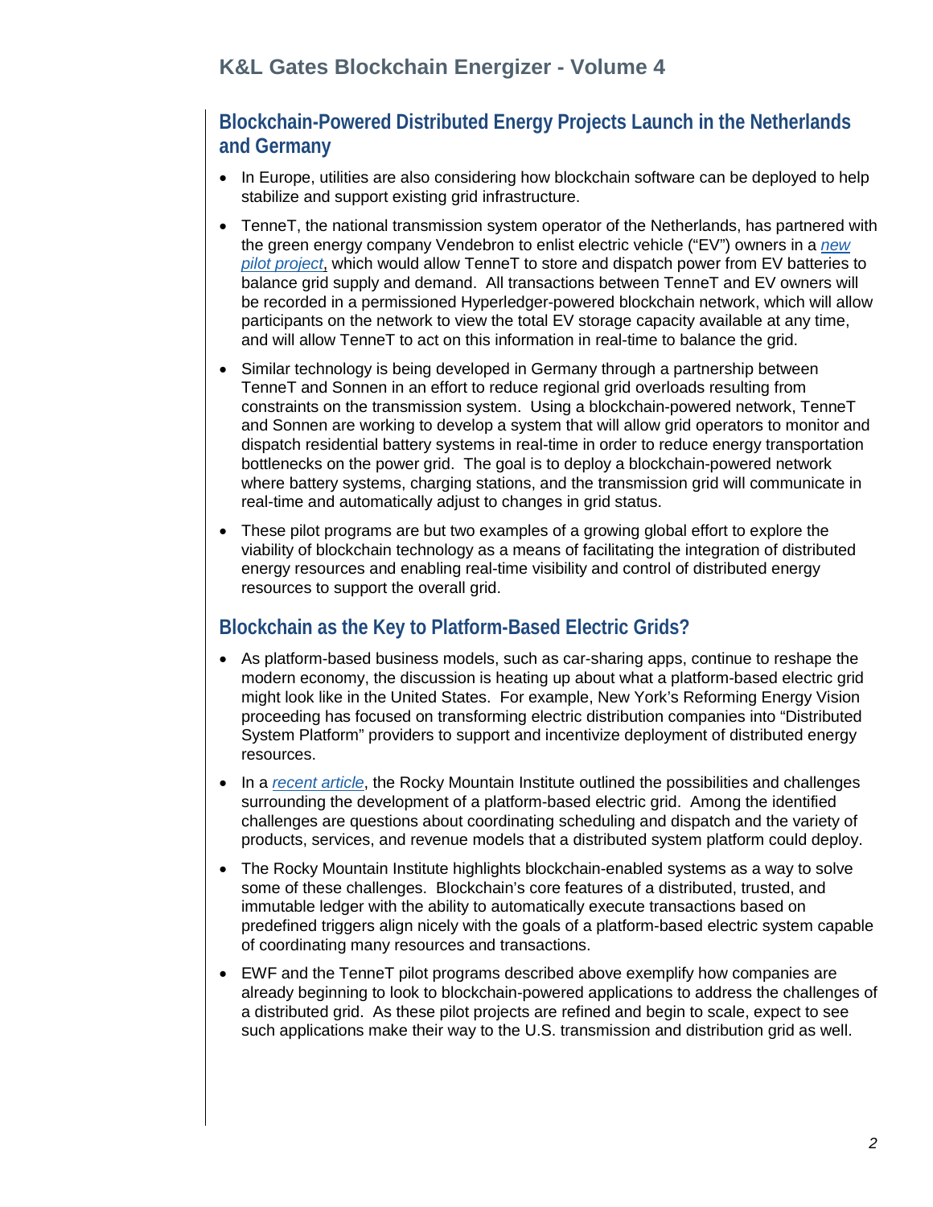## Blockchain-Powered Distributed Energy Projects Launch in the Netherlands and Germany

- In Europe, utilities are also considering how blockchain software can be deployed to help stabilize and support existing grid infrastructure.
- TenneT, the national transmission system operator of the Netherlands, has partnered with the green energy company Vendebron to enlist electric vehicle ("EV") owners in a *new pilot project*, which would allow TenneT to store and dispatch power from EV batteries to balance grid supply and demand. All transactions between TenneT and EV owners will be recorded in a permissioned Hyperledger-powered blockchain network, which will allow participants on the network to view the total EV storage capacity available at any time, and will allow TenneT to act on this information in real-time to balance the grid.
- Similar technology is being developed in Germany through a partnership between TenneT and Sonnen in an effort to reduce regional grid overloads resulting from constraints on the transmission system. Using a blockchain-powered network, TenneT and Sonnen are working to develop a system that will allow grid operators to monitor and dispatch residential battery systems in real-time in order to reduce energy transportation bottlenecks on the power grid. The goal is to deploy a blockchain-powered network where battery systems, charging stations, and the transmission grid will communicate in real-time and automatically adjust to changes in grid status.
- These pilot programs are but two examples of a growing global effort to explore the viability of blockchain technology as a means of facilitating the integration of distributed energy resources and enabling real-time visibility and control of distributed energy resources to support the overall grid.

## Blockchain as the Key to Platform-Based Electric Grids?

- As platform-based business models, such as car-sharing apps, continue to reshape the modern economy, the discussion is heating up about what a platform-based electric grid might look like in the United States. For example, New York's Reforming Energy Vision proceeding has focused on transforming electric distribution companies into "Distributed System Platform" providers to support and incentivize deployment of distributed energy resources.
- In a *recent article*, the Rocky Mountain Institute outlined the possibilities and challenges surrounding the development of a platform-based electric grid. Among the identified challenges are questions about coordinating scheduling and dispatch and the variety of products, services, and revenue models that a distributed system platform could deploy.
- The Rocky Mountain Institute highlights blockchain-enabled systems as a way to solve some of these challenges. Blockchain's core features of a distributed, trusted, and immutable ledger with the ability to automatically execute transactions based on predefined triggers align nicely with the goals of a platform-based electric system capable of coordinating many resources and transactions.
- EWF and the TenneT pilot programs described above exemplify how companies are already beginning to look to blockchain-powered applications to address the challenges of a distributed grid. As these pilot projects are refined and begin to scale, expect to see such applications make their way to the U.S. transmission and distribution grid as well.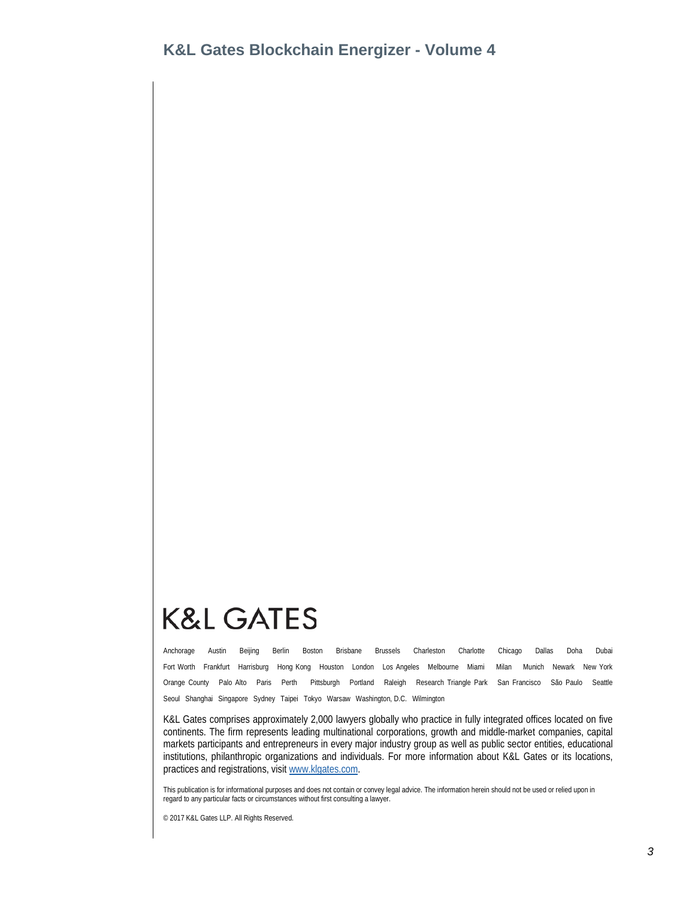# K&L GATES

Anchorage Austin Beijing Berlin Boston Brisbane Brussels Charleston Charlotte Chicago Dallas Doha Dubai Fort Worth Frankfurt Harrisburg Hong Kong Houston London Los Angeles Melbourne Miami Milan Munich Newark New York Orange County Palo Alto Paris Perth Pittsburgh Portland Raleigh Research Triangle Park San Francisco São Paulo Seattle Seoul Shanghai Singapore Sydney Taipei Tokyo Warsaw Washington, D.C. Wilmington

K&L Gates comprises approximately 2,000 lawyers globally who practice in fully integrated offices located on five continents. The firm represents leading multinational corporations, growth and middle-market companies, capital markets participants and entrepreneurs in every major industry group as well as public sector entities, educational institutions, philanthropic organizations and individuals. For more information about K&L Gates or its locations, practices and registrations, visit www.klgates.com.

This publication is for informational purposes and does not contain or convey legal advice. The information herein should not be used or relied upon in regard to any particular facts or circumstances without first consulting a lawyer.

© 2017 K&L Gates LLP. All Rights Reserved.